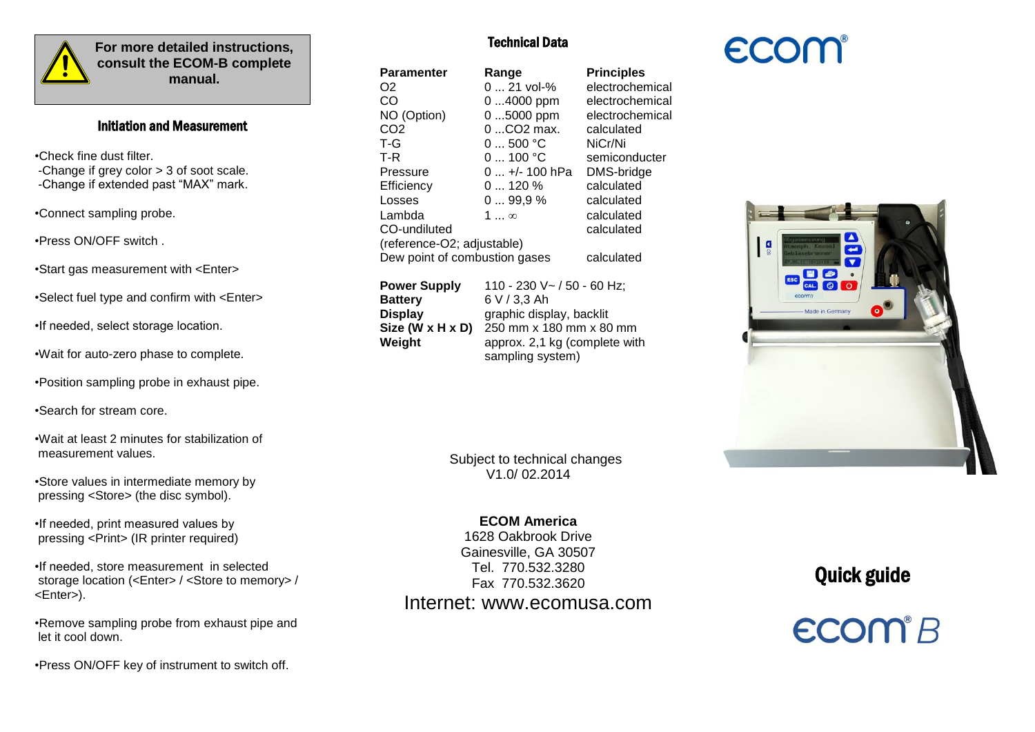**For more detailed instructions, consult the ECOM-B complete manual.**

## Initiation and Measurement

- Check fine dust filter.
  - -Change if grey color > 3 of soot scale.
  - -Change if extended past "MAX" mark.
- Connect sampling probe.
- Press ON/OFF switch .
- Start gas measurement with <Enter>
- Select fuel type and confirm with <Enter>
- If needed, select storage location.
- Wait for auto-zero phase to complete.
- Position sampling probe in exhaust pipe.
- Search for stream core.
- Wait at least 2 minutes for stabilization of measurement values.
- Store values in intermediate memory by pressing <Store> (the disc symbol).
- If needed, print measured values by pressing <Print> (IR printer required)
- If needed, store measurement in selected storage location (<Enter> / <Store to memory> / <Enter>).
- Remove sampling probe from exhaust pipe and let it cool down.
- Press ON/OFF key of instrument to switch off.

## Technical Data

| Paramenter | Range | Principles |
|---|---|---|
| O2 | 0 ... 21 vol-% | electrochemical |
| CO | 0 ...4000 ppm | electrochemical |
| NO (Option) | 0 ...5000 ppm | electrochemical |
| CO2 | 0 ...CO2 max. | calculated |
| T-G | 0 ... 500 °C | NiCr/Ni |
| T-R | 0 ... 100 °C | semiconducter |
| Pressure | 0 ... +/- 100 hPa | DMS-bridge |
| Efficiency | 0 ... 120 % | calculated |
| Losses | 0 ... 99,9 % | calculated |
| Lambda | 1 ... ∞ | calculated |
| CO-undiluted | | calculated |
| (reference-O2; adjustable) | | |
| Dew point of combustion gases | | calculated |

| | |
|---|---|
| **Power Supply** | 110 - 230 V~ / 50 - 60 Hz; |
| **Battery** | 6 V / 3,3 Ah |
| **Display** | graphic display, backlit |
| **Size (W x H x D)** | 250 mm x 180 mm x 80 mm |
| **Weight** | approx. 2,1 kg (complete with sampling system) |

Subject to technical changes
V1.0/ 02.2014

**ECOM America**
1628 Oakbrook Drive
Gainesville, GA 30507
Tel. 770.532.3280
Fax 770.532.3620
Internet: www.ecomusa.com

ecom®

# Quick guide

ecom® B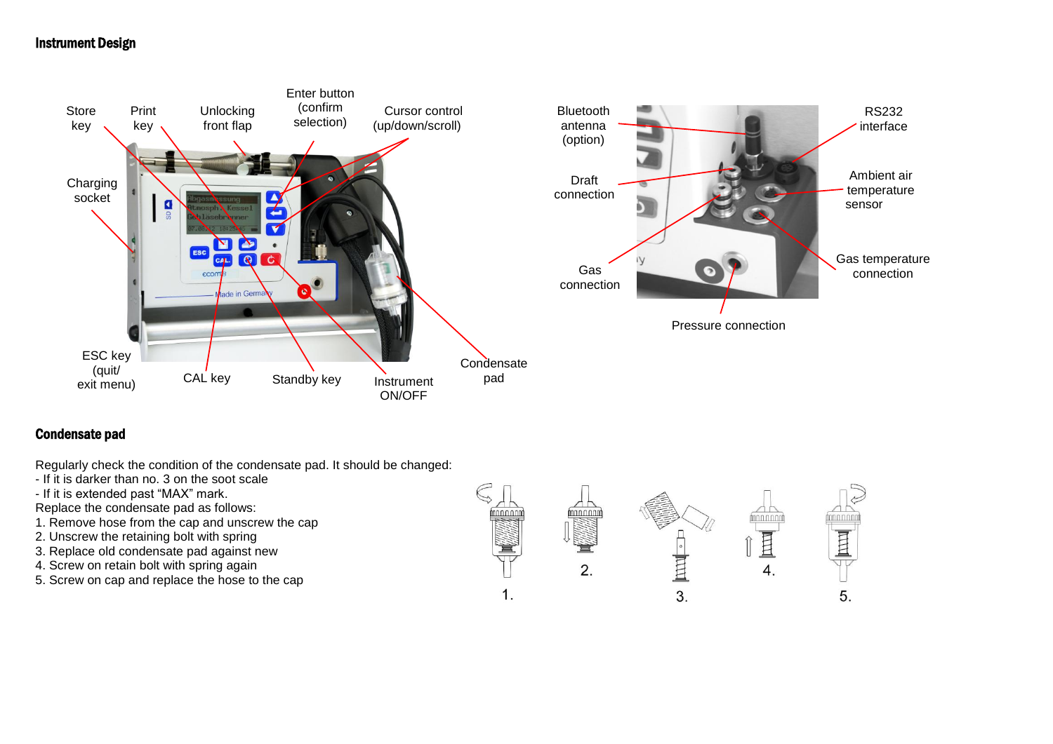## Instrument Design

Store key
Print key
Unlocking front flap
Enter button (confirm selection)
Cursor control (up/down/scroll)
Charging socket
ESC key (quit/ exit menu)
CAL key
Standby key
Instrument ON/OFF
Condensate pad

Bluetooth antenna (option)
Draft connection
Gas connection
Pressure connection
RS232 interface
Ambient air temperature sensor
Gas temperature connection

## Condensate pad

Regularly check the condition of the condensate pad. It should be changed:
- If it is darker than no. 3 on the soot scale
- If it is extended past "MAX" mark.

Replace the condensate pad as follows:
1. Remove hose from the cap and unscrew the cap
2. Unscrew the retaining bolt with spring
3. Replace old condensate pad against new
4. Screw on retain bolt with spring again
5. Screw on cap and replace the hose to the cap

1. 2. 3. 4. 5.